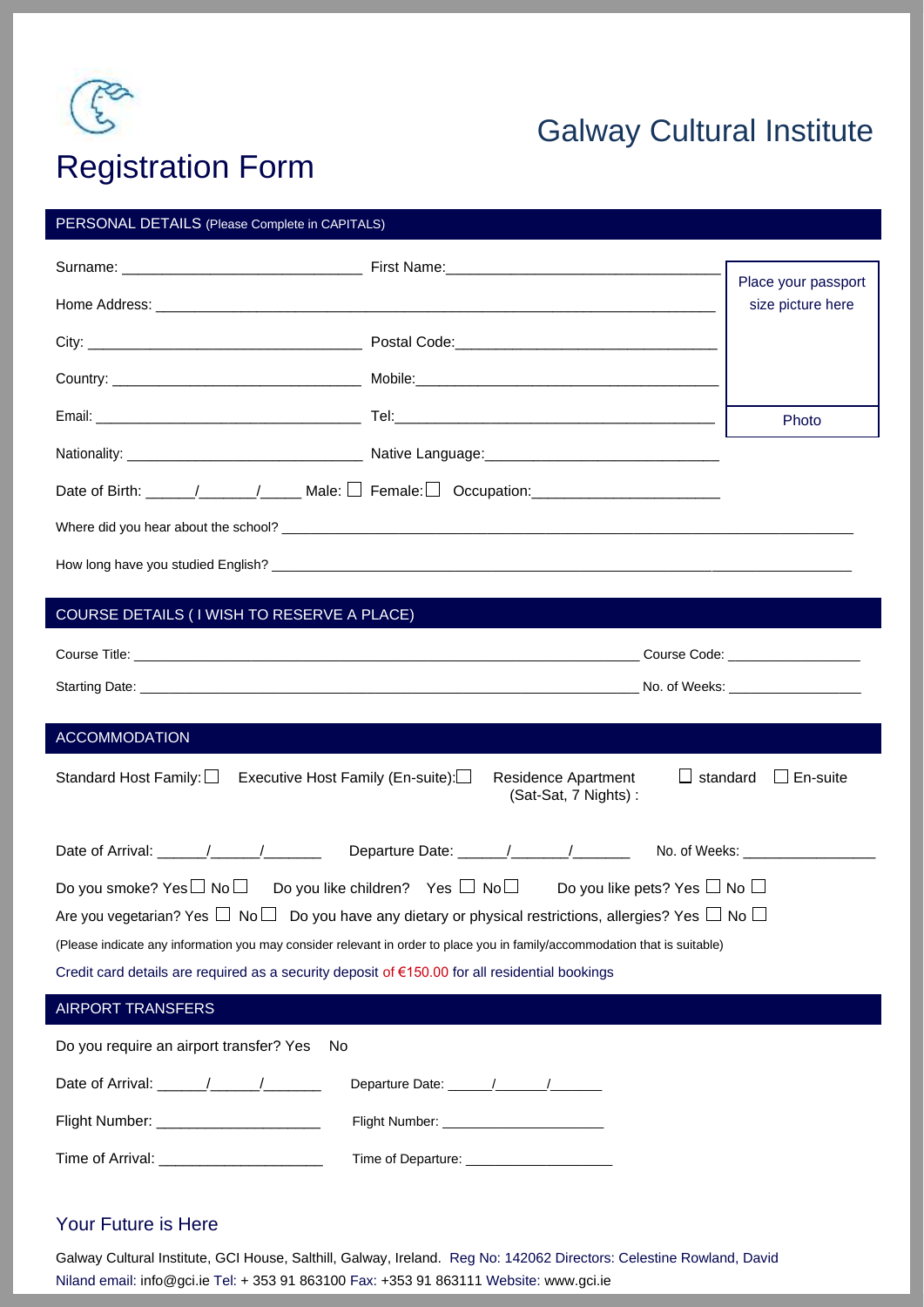# Registration Form

## Galway Cultural Institute

## PERSONAL DETAILS (Please Complete in CAPITALS)

Surname: ______________________________ First Name: ______________________________

Home Address: ______________________________________________________________

City: ______________________________ Postal Code: ______________________________

Country: ______________________________ Mobile: ______________________________

Email: ______________________________ Tel: ______________________________

Nationality: ______________________________ Native Language: ______________________________

Date of Birth: ______/_______/_____ Male: ☐ Female: ☐ Occupation: ______________________

Place your passport size picture here

Photo

Where did you hear about the school? ______________________________________________________________

How long have you studied English? ______________________________________________________________

## COURSE DETAILS ( I WISH TO RESERVE A PLACE)

Course Title: ______________________________________________________________ Course Code: _________________

Starting Date: ______________________________________________________________ No. of Weeks: _________________

## ACCOMMODATION

Standard Host Family: ☐ Executive Host Family (En-suite): ☐ Residence Apartment (Sat-Sat, 7 Nights) : ☐ standard ☐ En-suite

Date of Arrival: ______/______/_______ Departure Date: ______/_______/_______ No. of Weeks: ________________

Do you smoke? Yes ☐ No ☐ Do you like children? Yes ☐ No ☐ Do you like pets? Yes ☐ No ☐

Are you vegetarian? Yes ☐ No ☐ Do you have any dietary or physical restrictions, allergies? Yes ☐ No ☐

(Please indicate any information you may consider relevant in order to place you in family/accommodation that is suitable)

Credit card details are required as a security deposit of €150.00 for all residential bookings

## AIRPORT TRANSFERS

Do you require an airport transfer? Yes No

Date of Arrival: ______/______/_______ Departure Date: ______/______/_______

Flight Number: ____________________ Flight Number: ____________________

Time of Arrival: ____________________ Time of Departure: ____________________

Your Future is Here

Galway Cultural Institute, GCI House, Salthill, Galway, Ireland. Reg No: 142062 Directors: Celestine Rowland, David Niland email: info@gci.ie Tel: + 353 91 863100 Fax: +353 91 863111 Website: www.gci.ie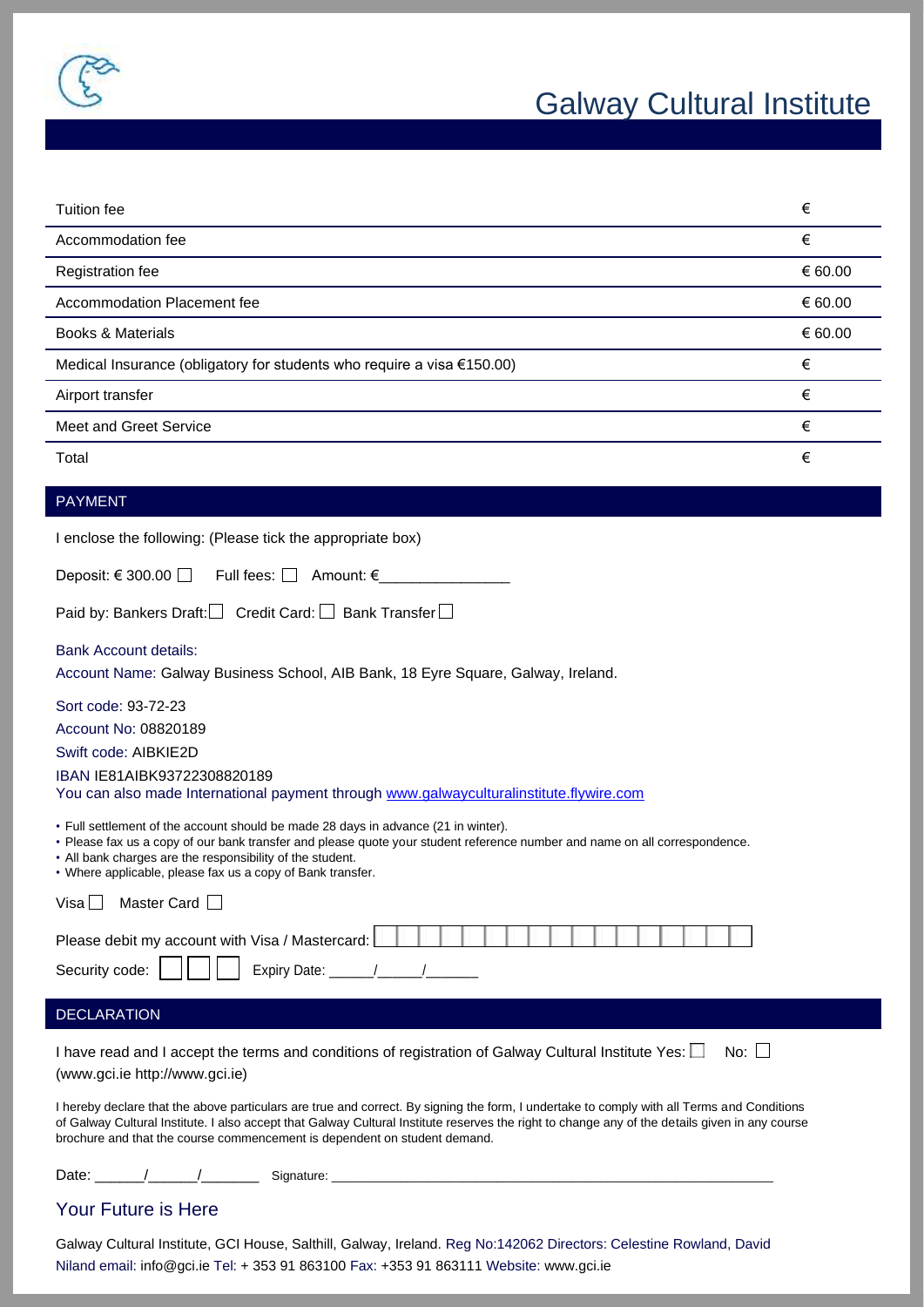# Galway Cultural Institute

| | |
|---|---|
| Tuition fee | € |
| Accommodation fee | € |
| Registration fee | € 60.00 |
| Accommodation Placement fee | € 60.00 |
| Books & Materials | € 60.00 |
| Medical Insurance (obligatory for students who require a visa €150.00) | € |
| Airport transfer | € |
| Meet and Greet Service | € |
| Total | € |

## PAYMENT

I enclose the following: (Please tick the appropriate box)

Deposit: € 300.00 ☐ Full fees: ☐ Amount: €_______________

Paid by: Bankers Draft: ☐ Credit Card: ☐ Bank Transfer ☐

Bank Account details:

Account Name: Galway Business School, AIB Bank, 18 Eyre Square, Galway, Ireland.

Sort code: 93-72-23

Account No: 08820189

Swift code: AIBKIE2D

IBAN IE81AIBK93722308820189

You can also made International payment through www.galwayculturalinstitute.flywire.com

- Full settlement of the account should be made 28 days in advance (21 in winter).
- Please fax us a copy of our bank transfer and please quote your student reference number and name on all correspondence.
- All bank charges are the responsibility of the student.
- Where applicable, please fax us a copy of Bank transfer.

Visa ☐ Master Card ☐

Please debit my account with Visa / Mastercard: ☐☐☐☐☐☐☐☐☐☐☐☐☐☐☐☐☐

Security code: ☐☐☐ Expiry Date: ______/______/______

## DECLARATION

I have read and I accept the terms and conditions of registration of Galway Cultural Institute Yes: ☐ No: ☐
(www.gci.ie http://www.gci.ie)

I hereby declare that the above particulars are true and correct. By signing the form, I undertake to comply with all Terms and Conditions of Galway Cultural Institute. I also accept that Galway Cultural Institute reserves the right to change any of the details given in any course brochure and that the course commencement is dependent on student demand.

Date: ______/______/_______ Signature: ____________________________________________________________

### Your Future is Here

Galway Cultural Institute, GCI House, Salthill, Galway, Ireland. Reg No:142062 Directors: Celestine Rowland, David Niland email: info@gci.ie Tel: + 353 91 863100 Fax: +353 91 863111 Website: www.gci.ie